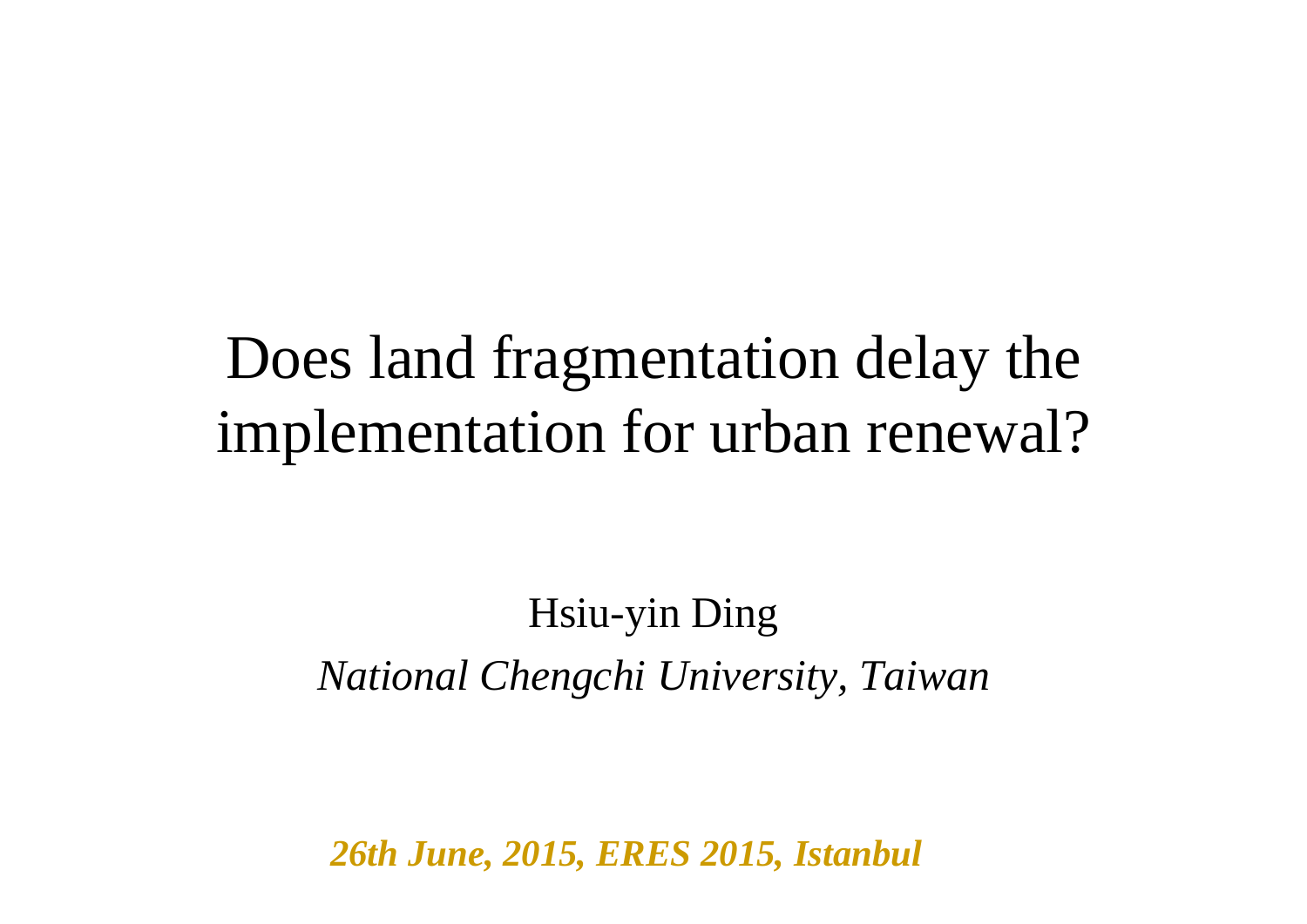# Does land fragmentation delay the implementation for urban renewal?

Hsiu-yin Ding

*National Chengchi University, Taiwan*

***26th June, 2015, ERES 2015, Istanbul***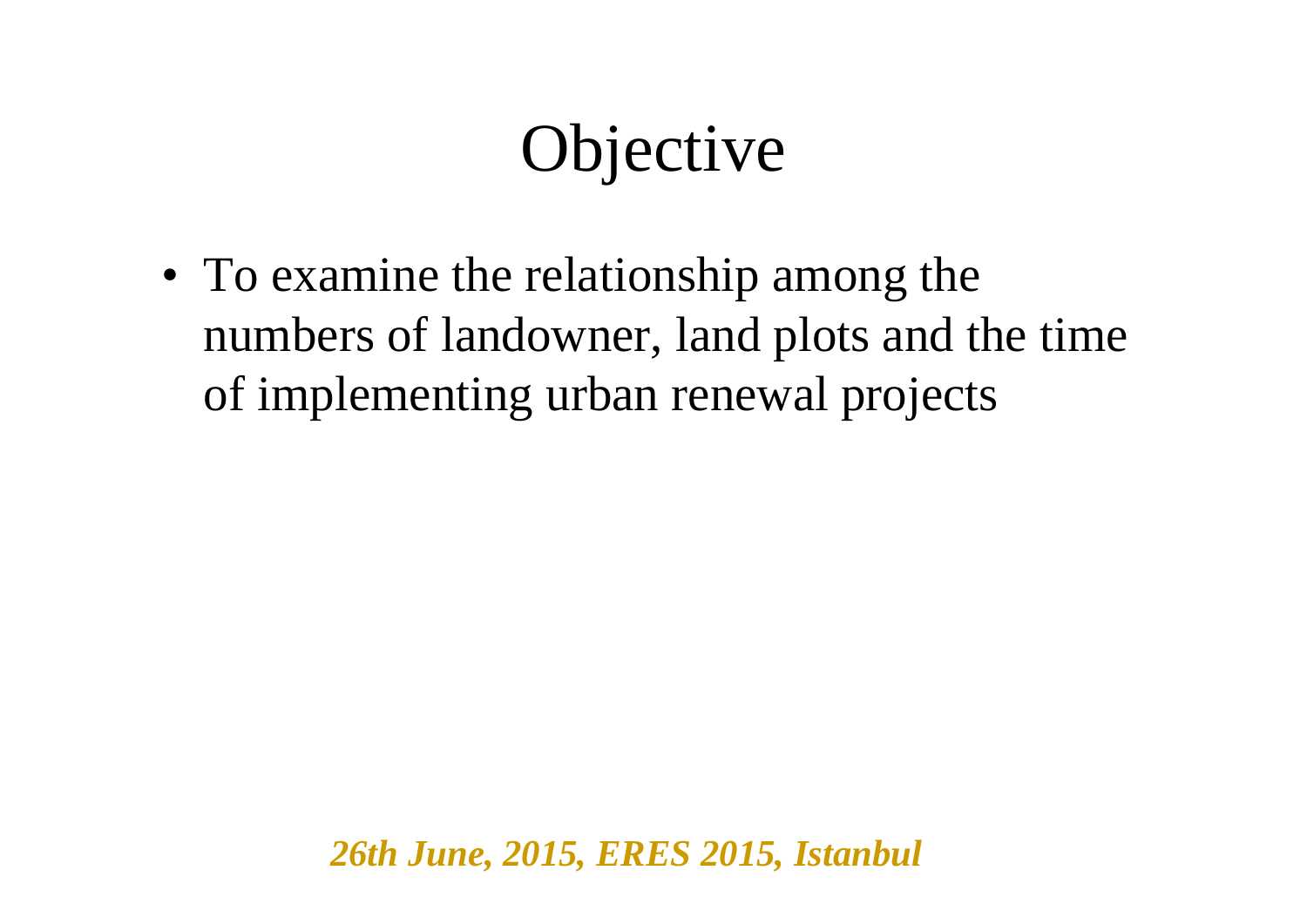# Objective

- To examine the relationship among the numbers of landowner, land plots and the time of implementing urban renewal projects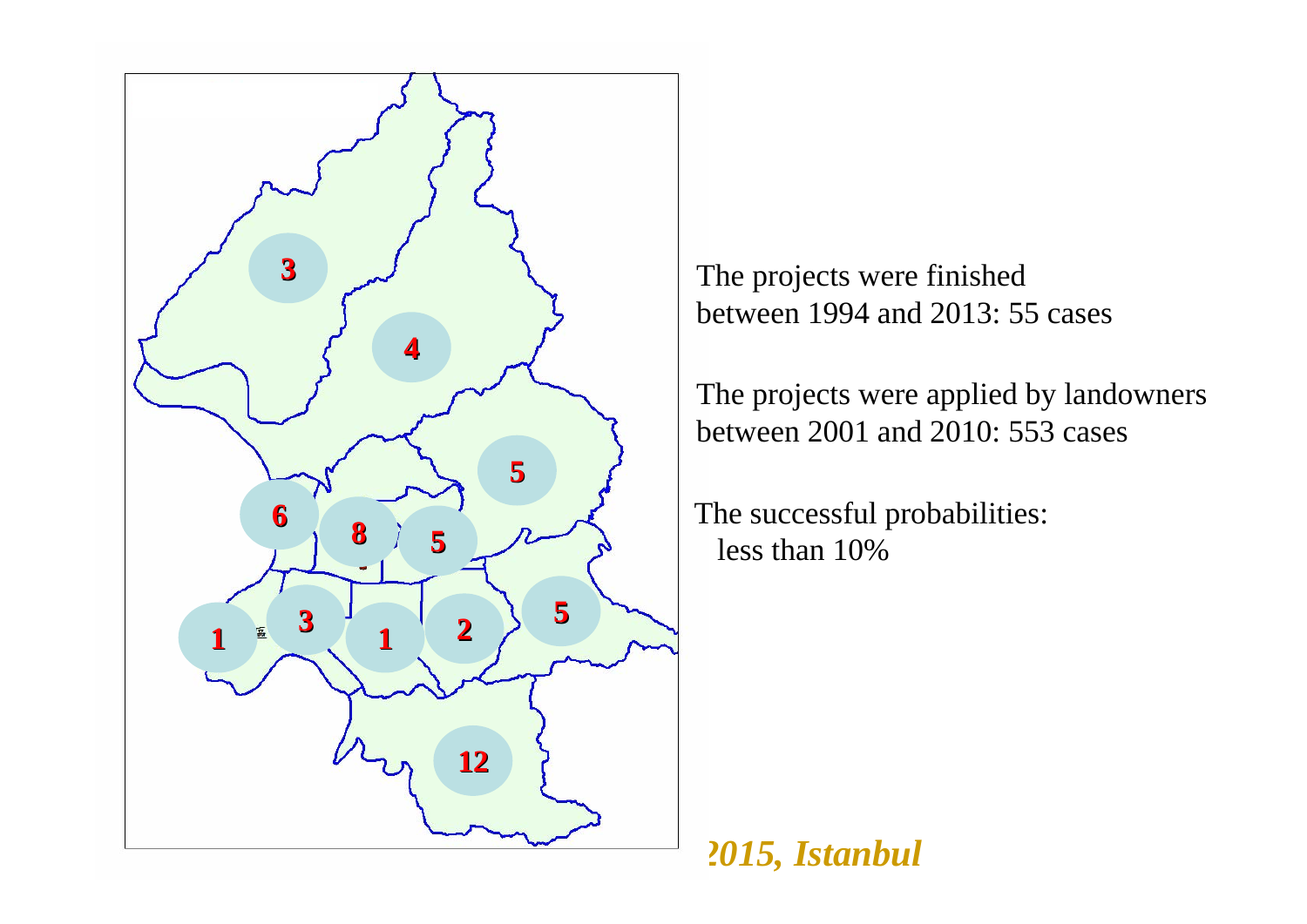The projects were finished between 1994 and 2013: 55 cases

The projects were applied by landowners between 2001 and 2010: 553 cases

The successful probabilities:
less than 10%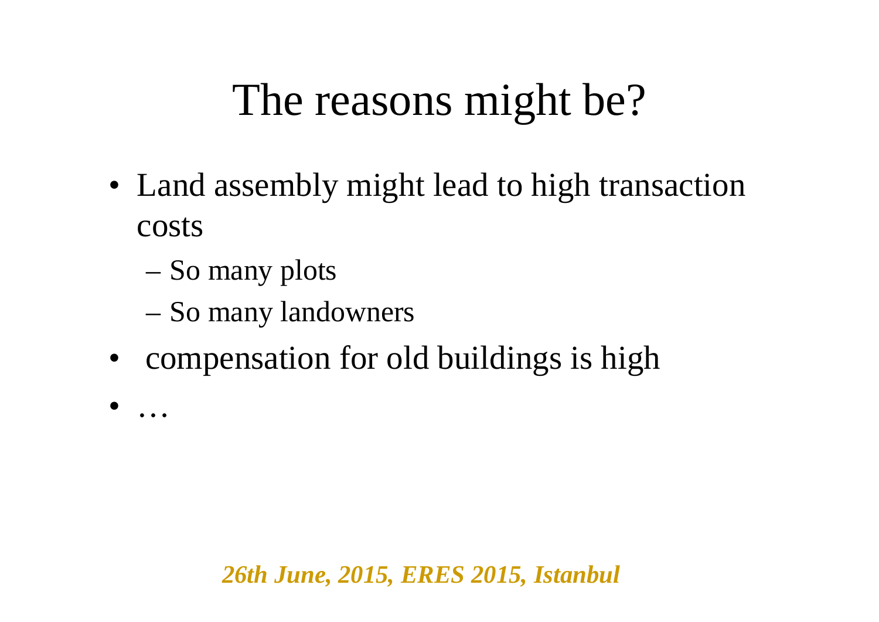# The reasons might be?

- Land assembly might lead to high transaction costs
  - So many plots
  - So many landowners
- compensation for old buildings is high
- …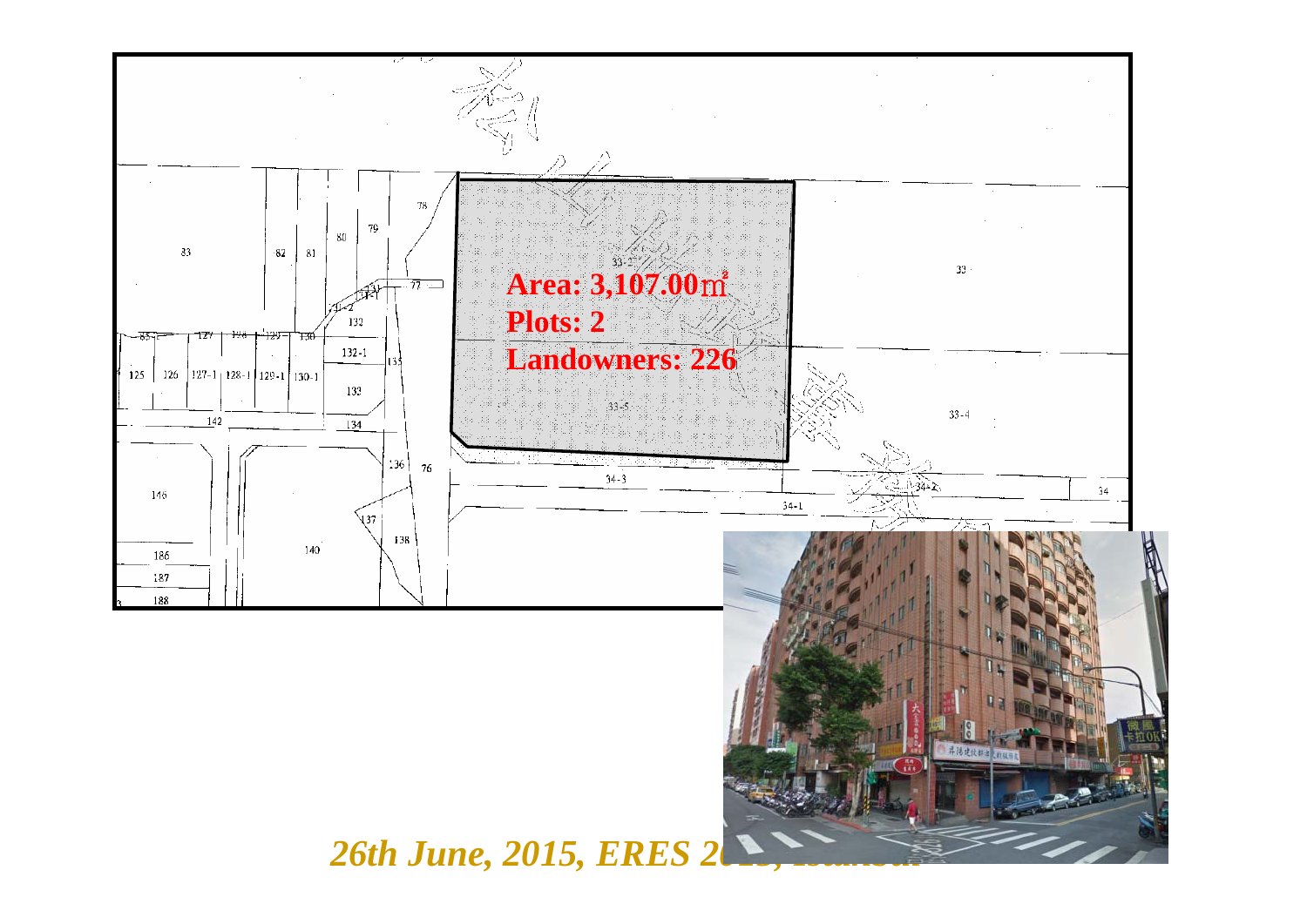**Area: 3,107.00㎡**

**Plots: 2**

**Landowners: 226**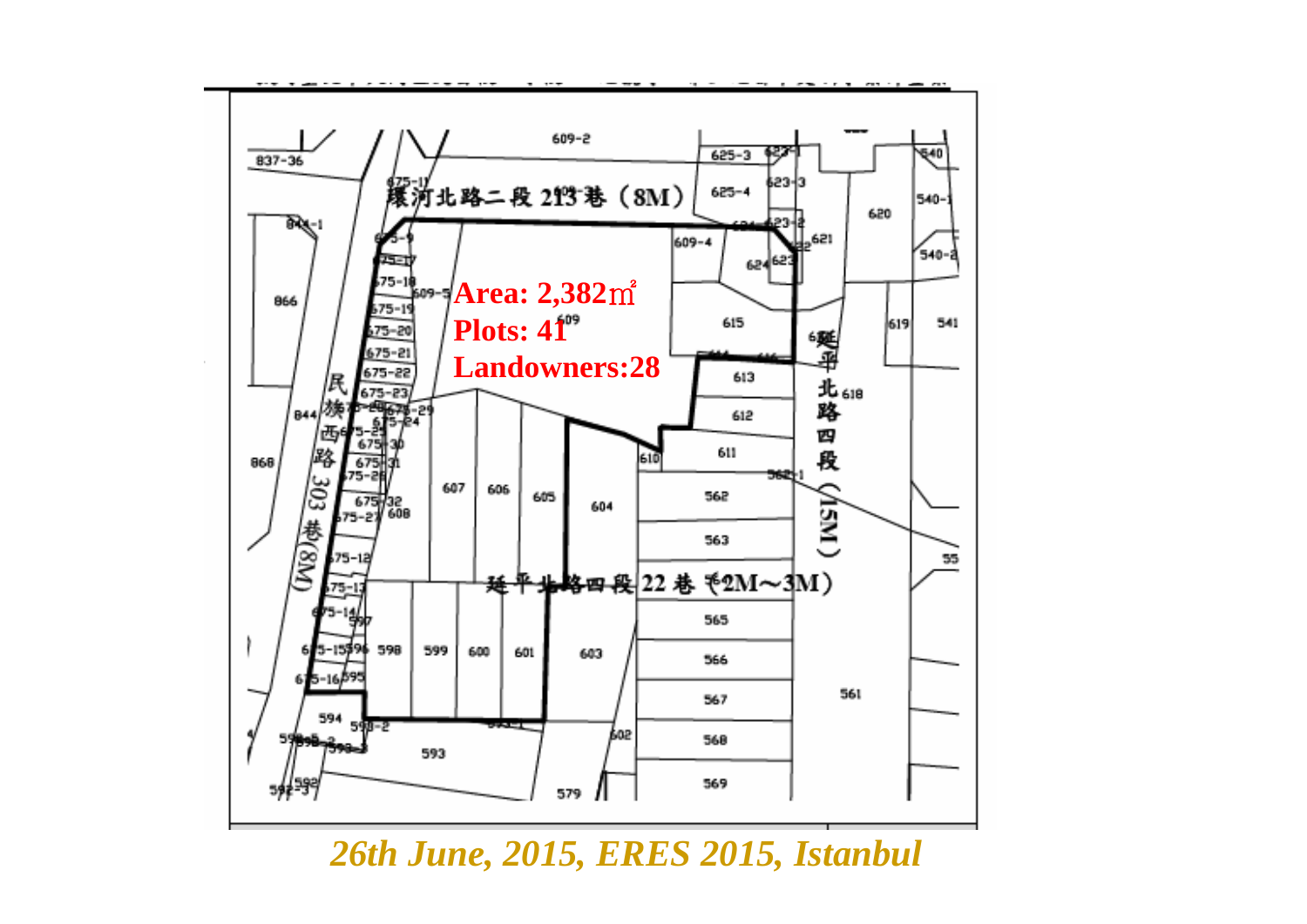環河北路二段 213 巷（8M）

Area: 2,382㎡
Plots: 41
Landowners:28

民族西路 303 巷(8M)

延平北路四段 22 巷（2M～3M）

延平北路四段（15M）

609-2, 609-4, 609-5, 609, 615, 613, 612, 611, 610, 604, 605, 606, 607, 608, 603, 601, 600, 599, 598, 597, 596, 595, 594, 593, 579, 562, 563, 565, 566, 567, 568, 569, 561, 618, 619, 541, 540, 540-1, 540-2, 620, 621, 622, 623, 623-1, 623-2, 623-3, 624, 625-3, 625-4, 837-36, 844-1, 844, 866, 868, 675-11, 675-9, 675-17, 675-18, 675-19, 675-20, 675-21, 675-22, 675-23, 675-24, 675-25, 675-26, 675-27, 675-28, 675-29, 675-30, 675-31, 675-32, 675-12, 675-13, 675-14, 675-15, 675-16, 562-1, 602, 593-2, 593-3, 592, 592-3, 55

*26th June, 2015, ERES 2015, Istanbul*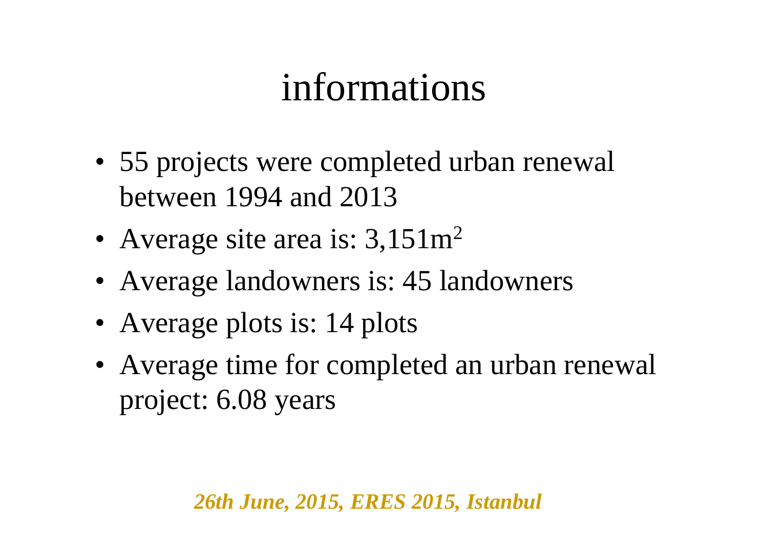# informations

- 55 projects were completed urban renewal between 1994 and 2013
- Average site area is: 3,151$m^2$
- Average landowners is: 45 landowners
- Average plots is: 14 plots
- Average time for completed an urban renewal project: 6.08 years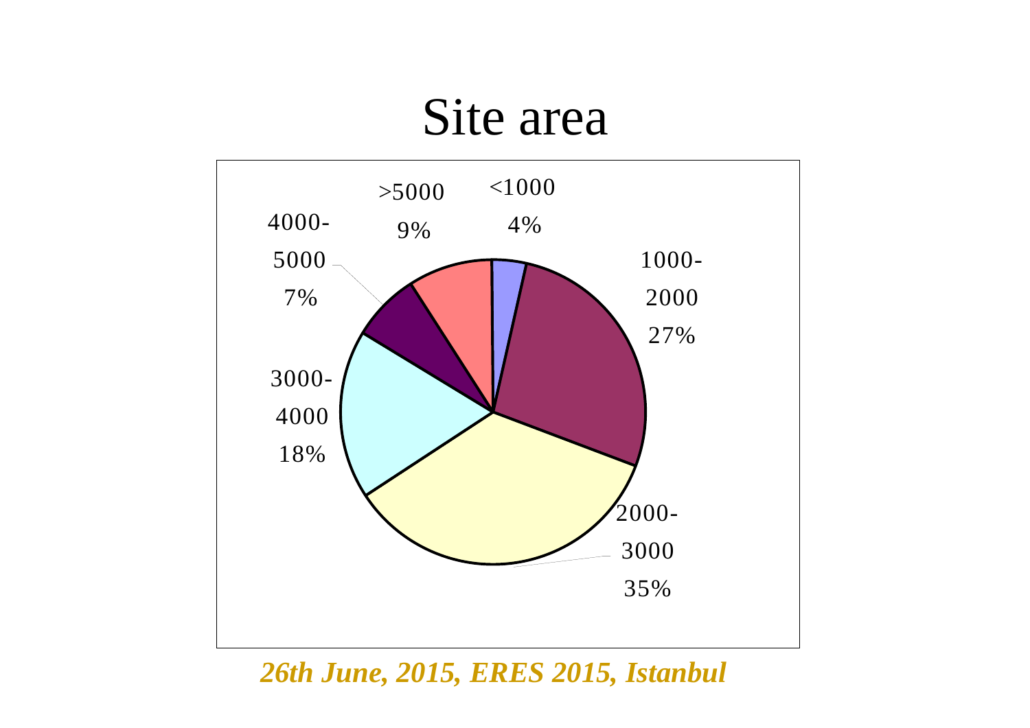# Site area

| Site area | Share |
|---|---|
| <1000 | 4% |
| 1000-2000 | 27% |
| 2000-3000 | 35% |
| 3000-4000 | 18% |
| 4000-5000 | 7% |
| >5000 | 9% |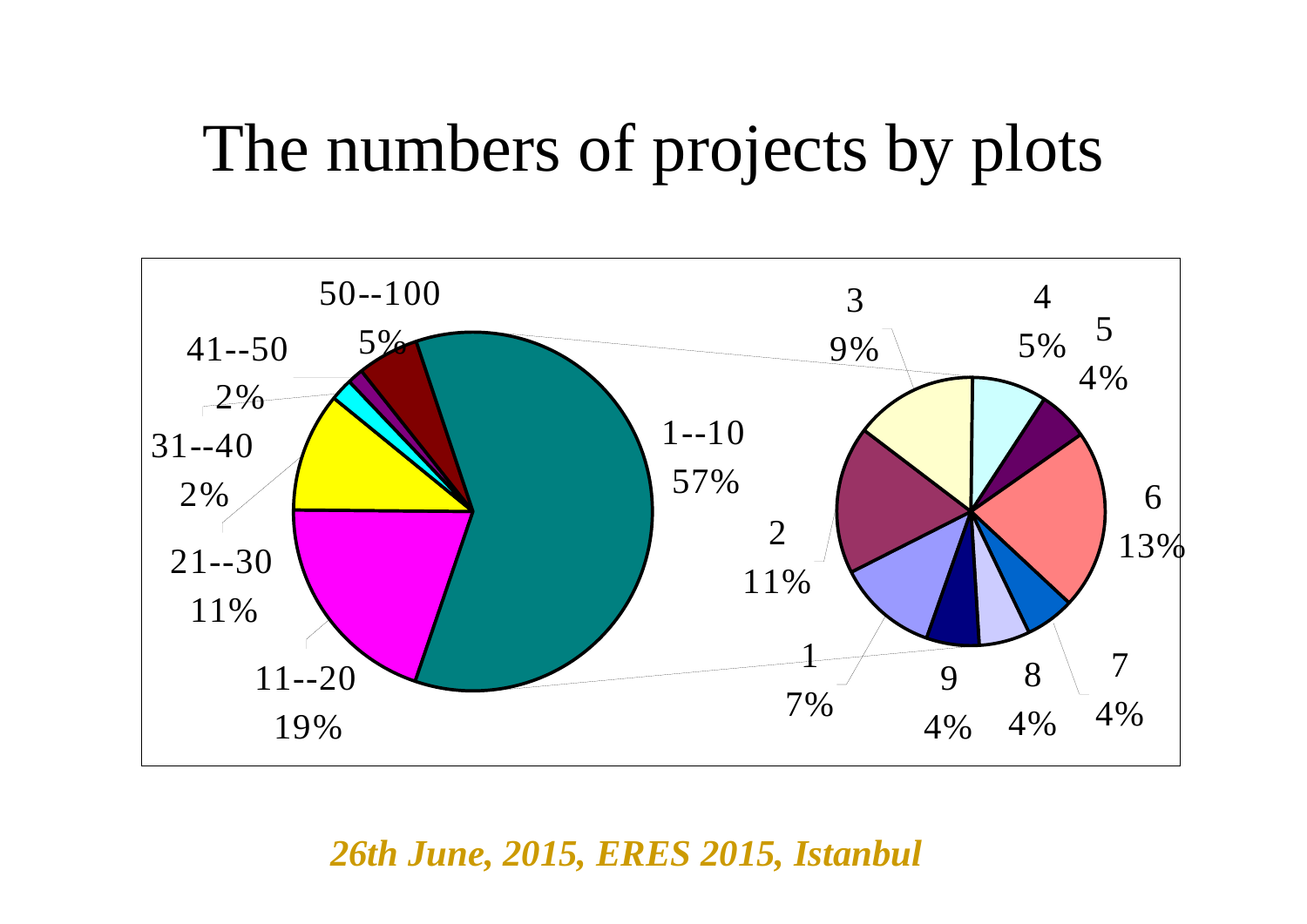# The numbers of projects by plots

| Plots | Share |
|---|---|
| 1--10 | 57% |
| 11--20 | 19% |
| 21--30 | 11% |
| 31--40 | 2% |
| 41--50 | 2% |
| 50--100 | 5% |

| Plots (within 1--10) | Share |
|---|---|
| 1 | 7% |
| 2 | 11% |
| 3 | 9% |
| 4 | 5% |
| 5 | 4% |
| 6 | 13% |
| 7 | 4% |
| 8 | 4% |
| 9 | 4% |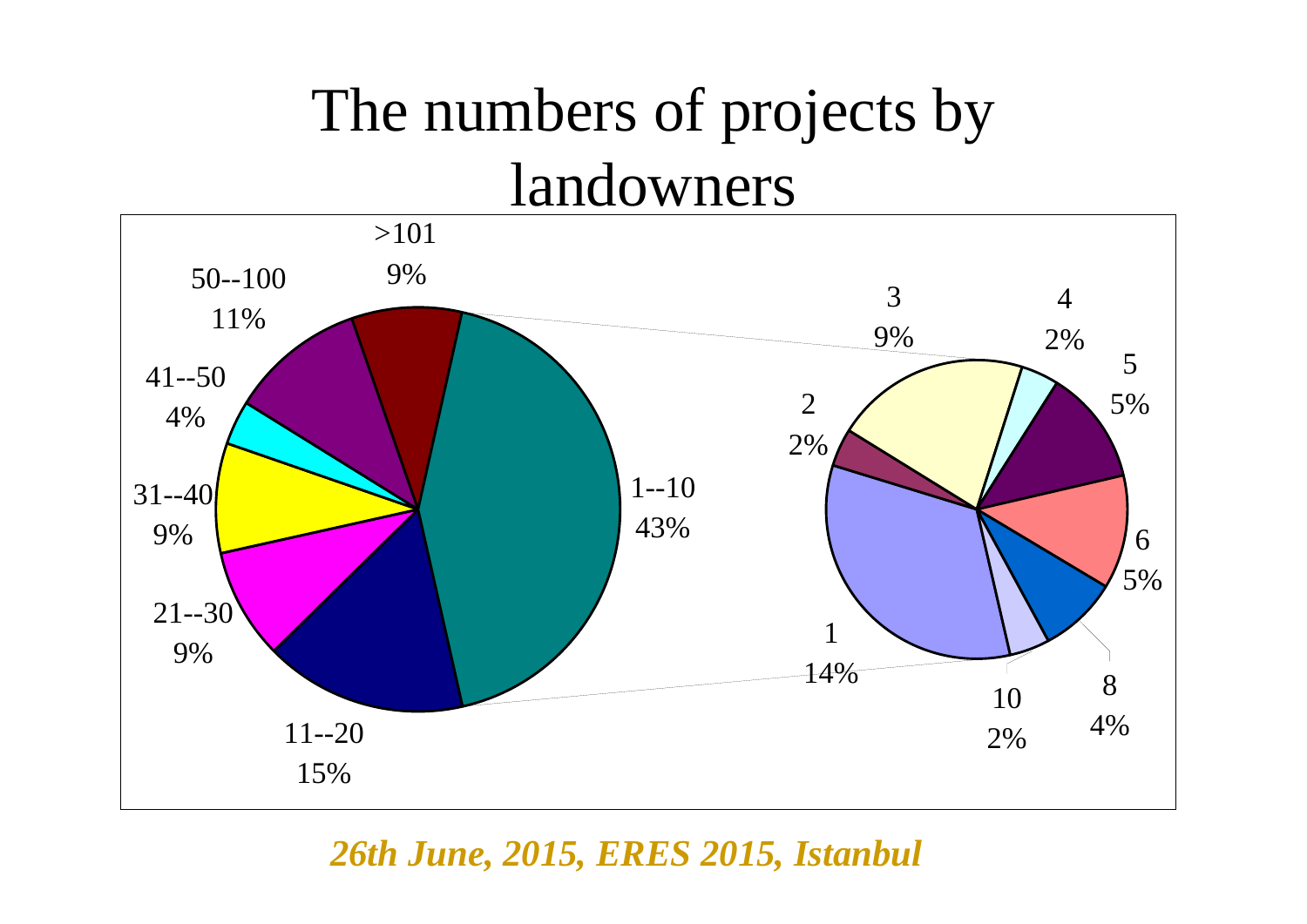# The numbers of projects by landowners

>101
9%

50--100
11%

41--50
4%

31--40
9%

21--30
9%

11--20
15%

1--10
43%

3
9%

4
2%

5
5%

2
2%

6
5%

1
14%

10
2%

8
4%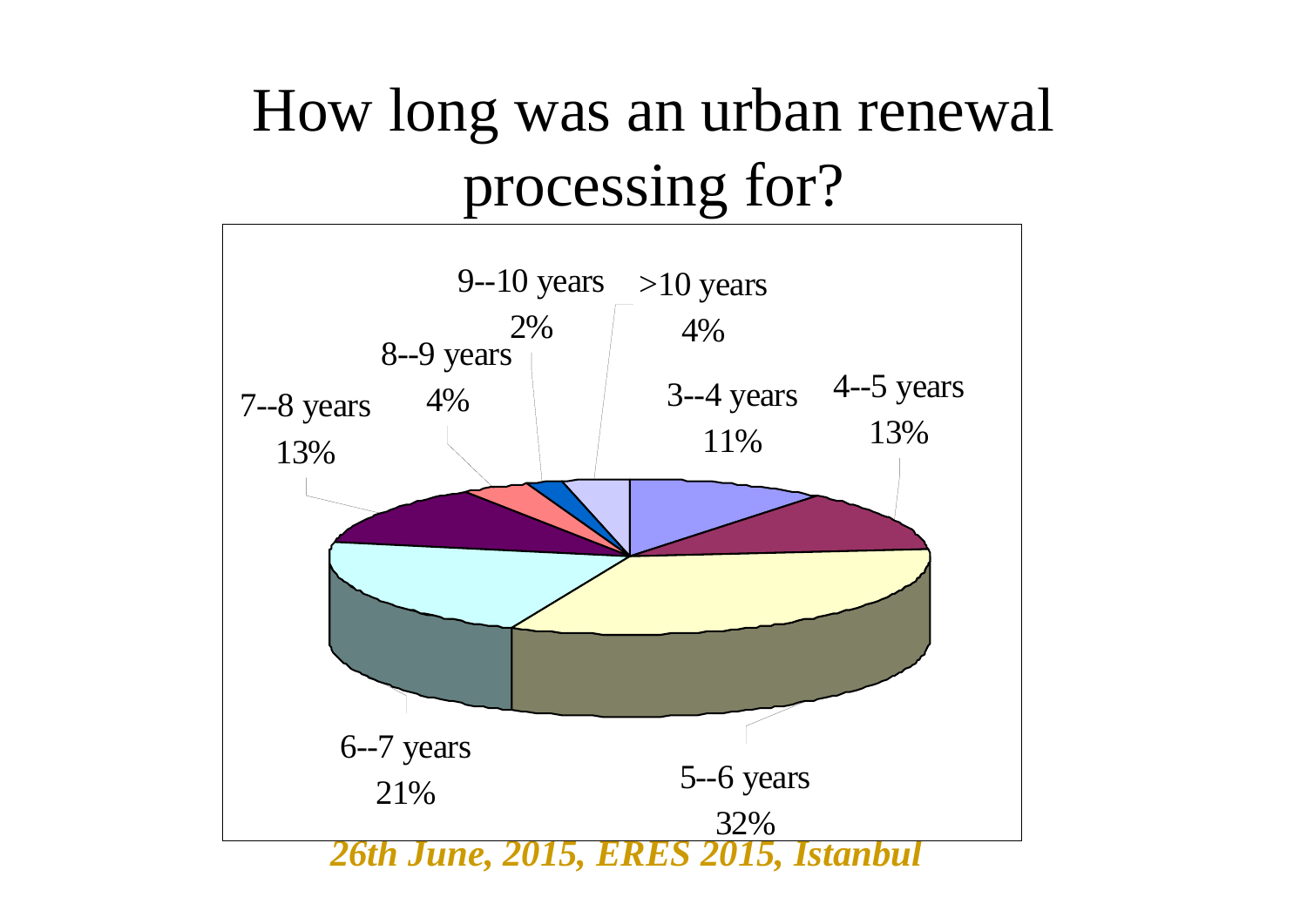# How long was an urban renewal processing for?

9--10 years
2%

>10 years
4%

8--9 years
4%

7--8 years
13%

3--4 years
11%

4--5 years
13%

6--7 years
21%

5--6 years
32%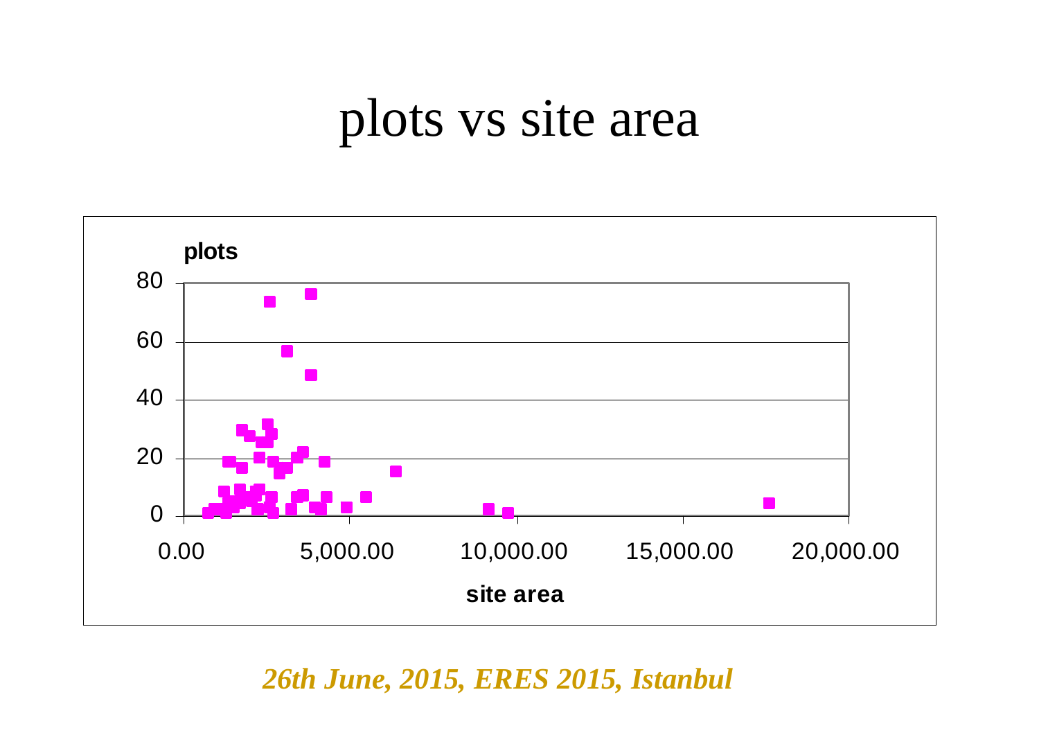# plots vs site area

**plots**

80

60

40

20

0

0.00 5,000.00 10,000.00 15,000.00 20,000.00

**site area**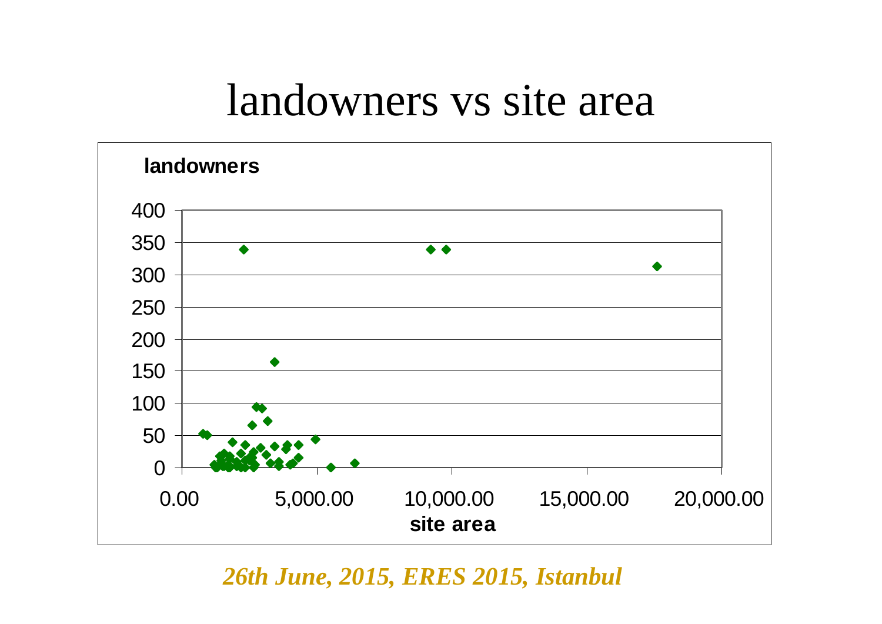# landowners vs site area

landowners

400
350
300
250
200
150
100
50
0

0.00 5,000.00 10,000.00 15,000.00 20,000.00

site area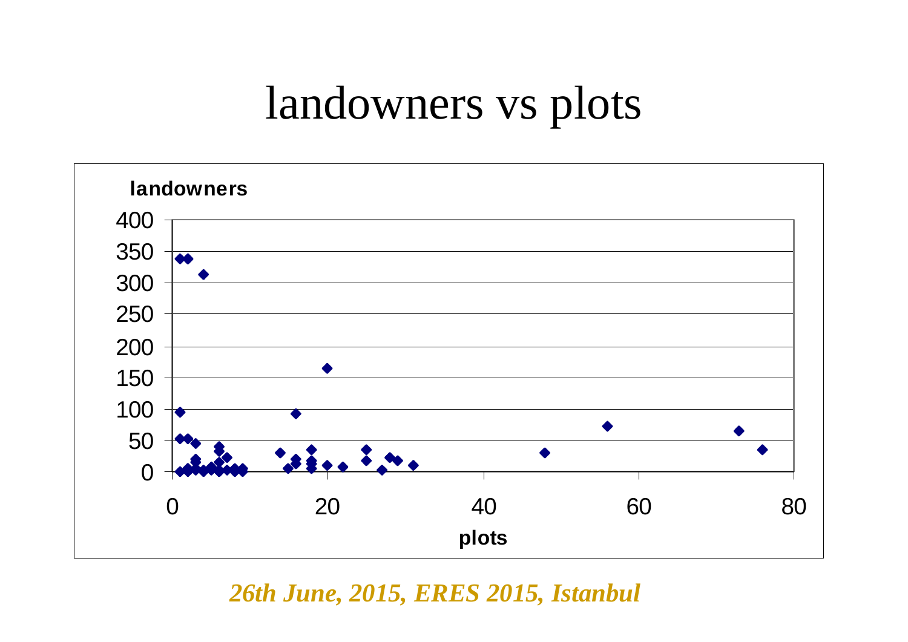# landowners vs plots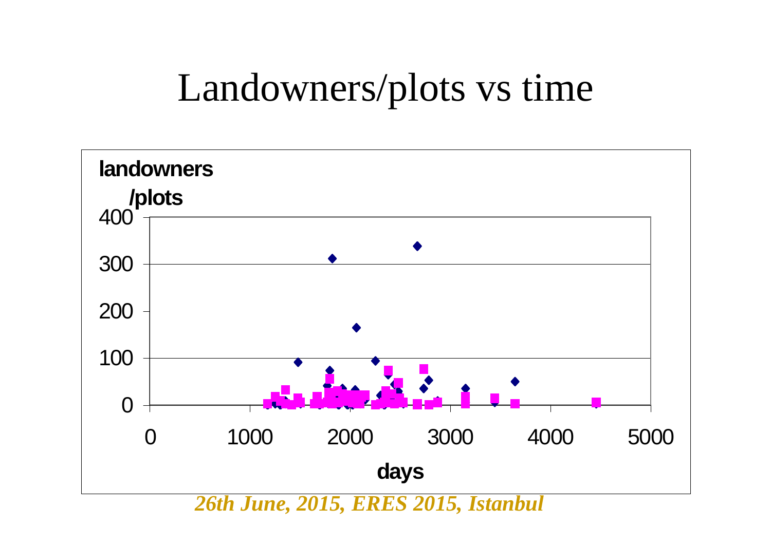# Landowners/plots vs time

landowners /plots

400

300

200

100

0

0 1000 2000 3000 4000 5000

days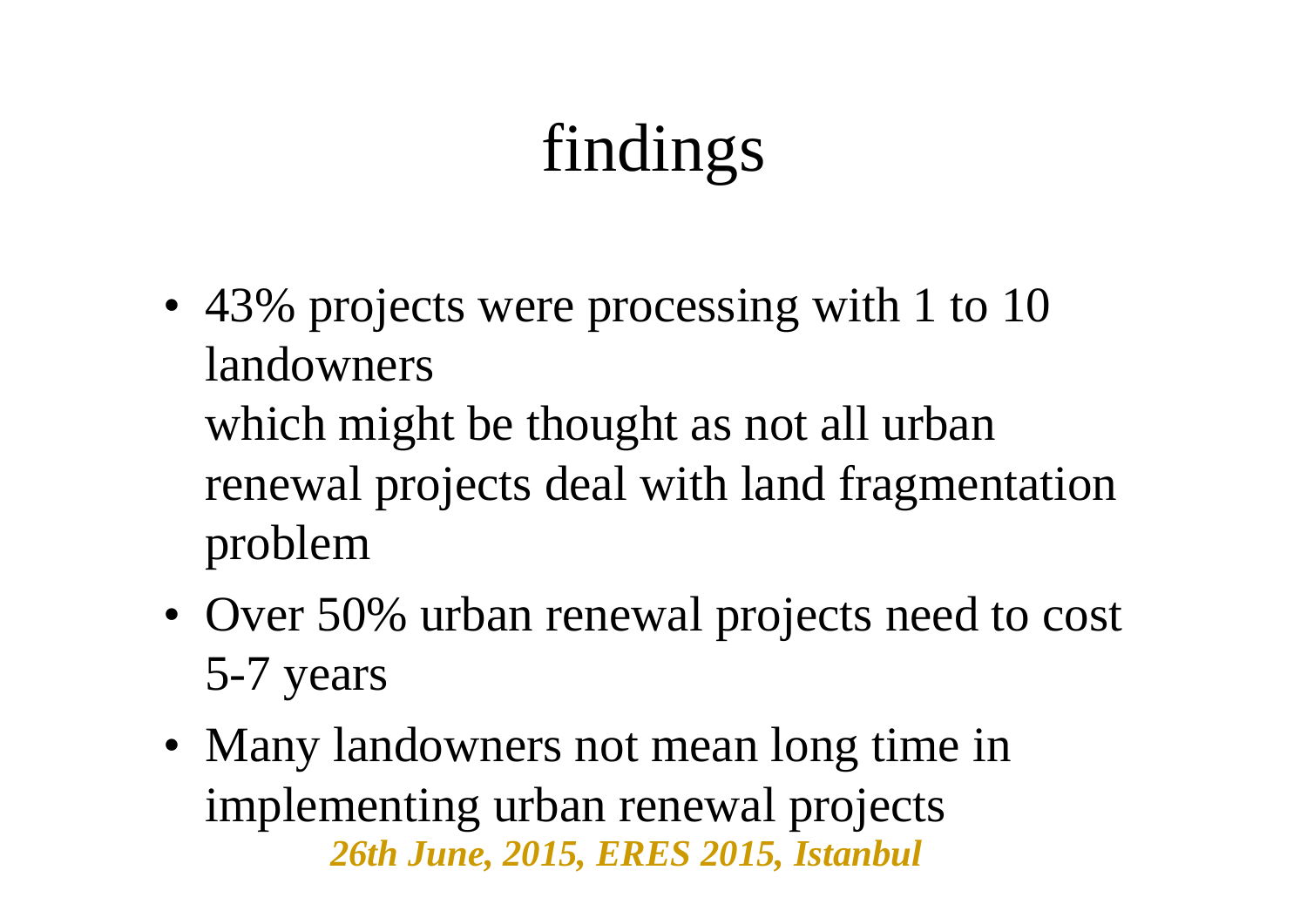# findings

- 43% projects were processing with 1 to 10 landowners
  which might be thought as not all urban renewal projects deal with land fragmentation problem
- Over 50% urban renewal projects need to cost 5-7 years
- Many landowners not mean long time in implementing urban renewal projects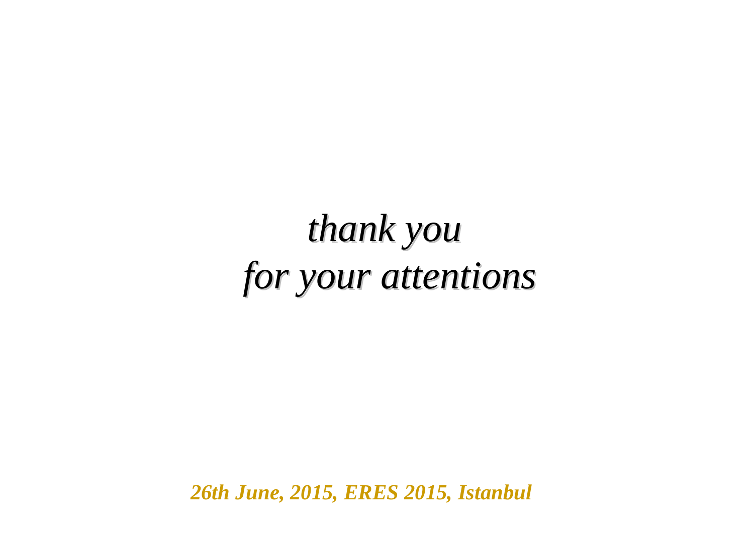*thank you*
*for your attentions*